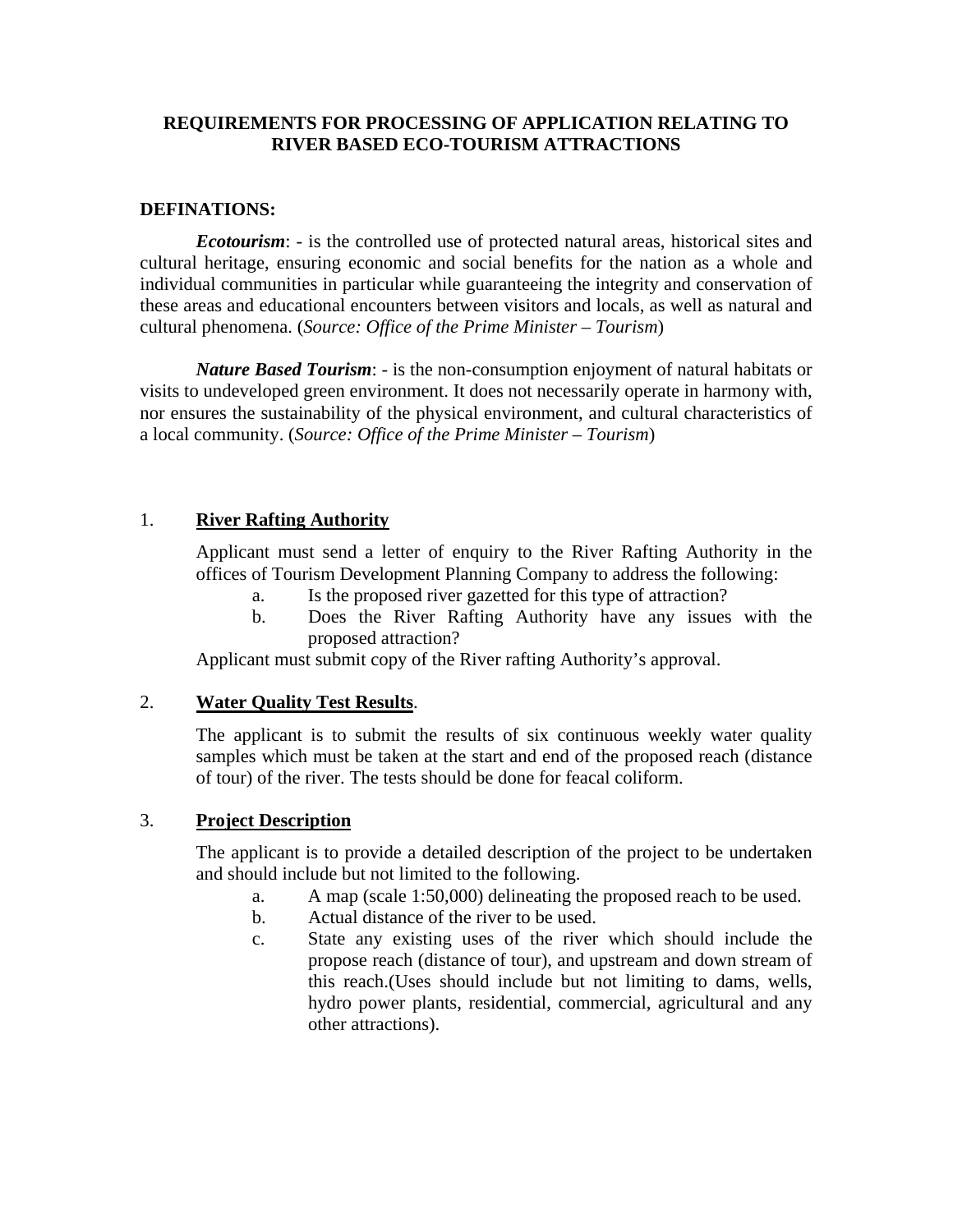# REQUIREMENTS FOR PROCESSING OF APPLICATION RELATING TO RIVER BASED ECO-TOURISM ATTRACTIONS

## DEFINATIONS:

***Ecotourism***: - is the controlled use of protected natural areas, historical sites and cultural heritage, ensuring economic and social benefits for the nation as a whole and individual communities in particular while guaranteeing the integrity and conservation of these areas and educational encounters between visitors and locals, as well as natural and cultural phenomena. (*Source: Office of the Prime Minister – Tourism*)

***Nature Based Tourism***: - is the non-consumption enjoyment of natural habitats or visits to undeveloped green environment. It does not necessarily operate in harmony with, nor ensures the sustainability of the physical environment, and cultural characteristics of a local community. (*Source: Office of the Prime Minister – Tourism*)

1. **River Rafting Authority**

   Applicant must send a letter of enquiry to the River Rafting Authority in the offices of Tourism Development Planning Company to address the following:

   a. Is the proposed river gazetted for this type of attraction?

   b. Does the River Rafting Authority have any issues with the proposed attraction?

   Applicant must submit copy of the River rafting Authority's approval.

2. **Water Quality Test Results**.

   The applicant is to submit the results of six continuous weekly water quality samples which must be taken at the start and end of the proposed reach (distance of tour) of the river. The tests should be done for feacal coliform.

3. **Project Description**

   The applicant is to provide a detailed description of the project to be undertaken and should include but not limited to the following.

   a. A map (scale 1:50,000) delineating the proposed reach to be used.

   b. Actual distance of the river to be used.

   c. State any existing uses of the river which should include the propose reach (distance of tour), and upstream and down stream of this reach.(Uses should include but not limiting to dams, wells, hydro power plants, residential, commercial, agricultural and any other attractions).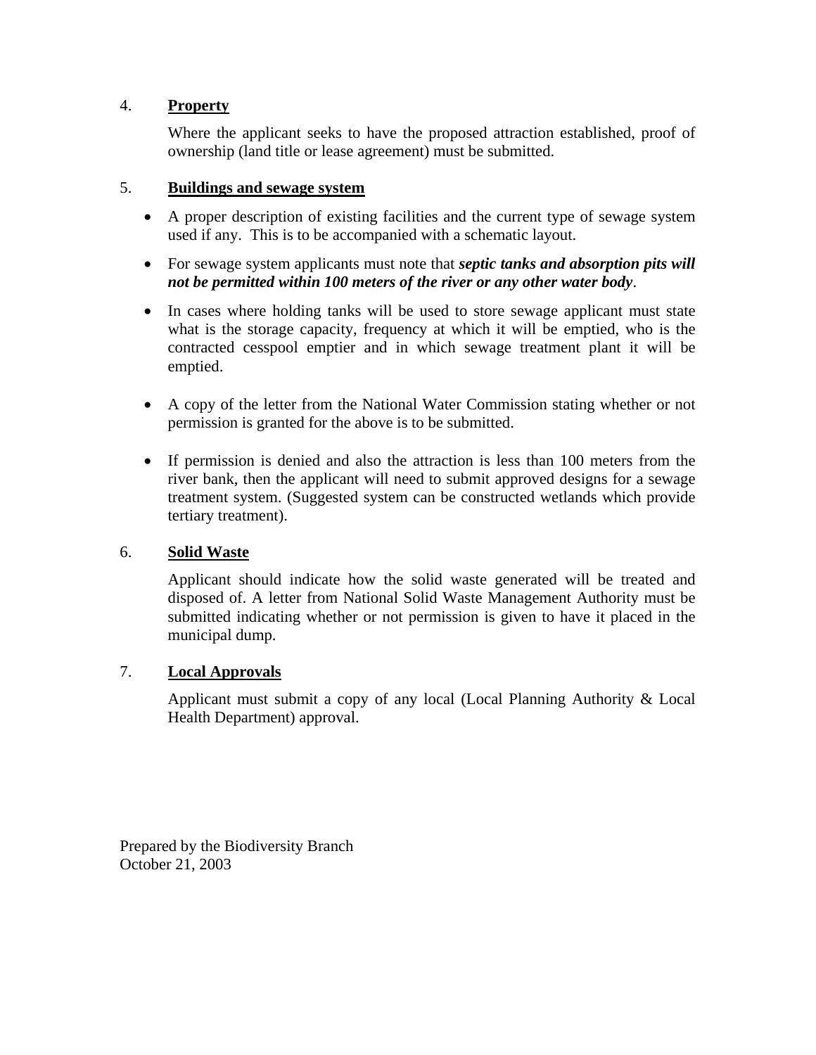4. **Property**

   Where the applicant seeks to have the proposed attraction established, proof of ownership (land title or lease agreement) must be submitted.

5. **Buildings and sewage system**

   - A proper description of existing facilities and the current type of sewage system used if any. This is to be accompanied with a schematic layout.
   - For sewage system applicants must note that ***septic tanks and absorption pits will not be permitted within 100 meters of the river or any other water body***.
   - In cases where holding tanks will be used to store sewage applicant must state what is the storage capacity, frequency at which it will be emptied, who is the contracted cesspool emptier and in which sewage treatment plant it will be emptied.
   - A copy of the letter from the National Water Commission stating whether or not permission is granted for the above is to be submitted.
   - If permission is denied and also the attraction is less than 100 meters from the river bank, then the applicant will need to submit approved designs for a sewage treatment system. (Suggested system can be constructed wetlands which provide tertiary treatment).

6. **Solid Waste**

   Applicant should indicate how the solid waste generated will be treated and disposed of. A letter from National Solid Waste Management Authority must be submitted indicating whether or not permission is given to have it placed in the municipal dump.

7. **Local Approvals**

   Applicant must submit a copy of any local (Local Planning Authority & Local Health Department) approval.

Prepared by the Biodiversity Branch
October 21, 2003